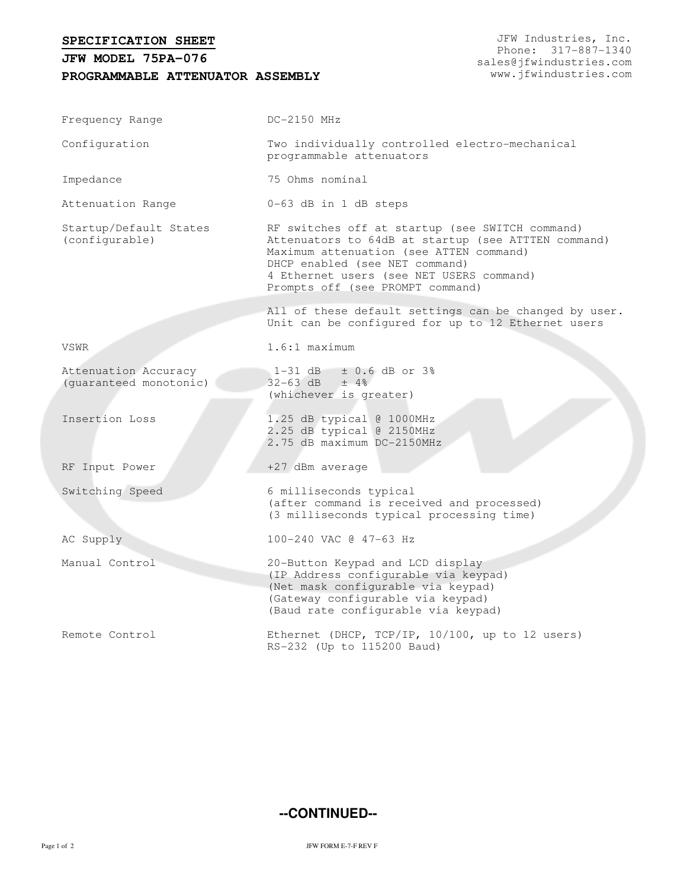**SPECIFICATION SHEET**

**JFW MODEL 75PA-076**

**PROGRAMMABLE ATTENUATOR ASSEMBLY**

JFW Industries, Inc.
Phone: 317-887-1340
sales@jfwindustries.com
www.jfwindustries.com

| | |
|---|---|
| Frequency Range | DC-2150 MHz |
| Configuration | Two individually controlled electro-mechanical programmable attenuators |
| Impedance | 75 Ohms nominal |
| Attenuation Range | 0-63 dB in 1 dB steps |
| Startup/Default States (configurable) | RF switches off at startup (see SWITCH command)<br>Attenuators to 64dB at startup (see ATTTEN command)<br>Maximum attenuation (see ATTEN command)<br>DHCP enabled (see NET command)<br>4 Ethernet users (see NET USERS command)<br>Prompts off (see PROMPT command)<br><br>All of these default settings can be changed by user.<br>Unit can be configured for up to 12 Ethernet users |
| VSWR | 1.6:1 maximum |
| Attenuation Accuracy (guaranteed monotonic) | 1-31 dB ± 0.6 dB or 3%<br>32-63 dB ± 4%<br>(whichever is greater) |
| Insertion Loss | 1.25 dB typical @ 1000MHz<br>2.25 dB typical @ 2150MHz<br>2.75 dB maximum DC-2150MHz |
| RF Input Power | +27 dBm average |
| Switching Speed | 6 milliseconds typical<br>(after command is received and processed)<br>(3 milliseconds typical processing time) |
| AC Supply | 100-240 VAC @ 47-63 Hz |
| Manual Control | 20-Button Keypad and LCD display<br>(IP Address configurable via keypad)<br>(Net mask configurable via keypad)<br>(Gateway configurable via keypad)<br>(Baud rate configurable via keypad) |
| Remote Control | Ethernet (DHCP, TCP/IP, 10/100, up to 12 users)<br>RS-232 (Up to 115200 Baud) |

**--CONTINUED--**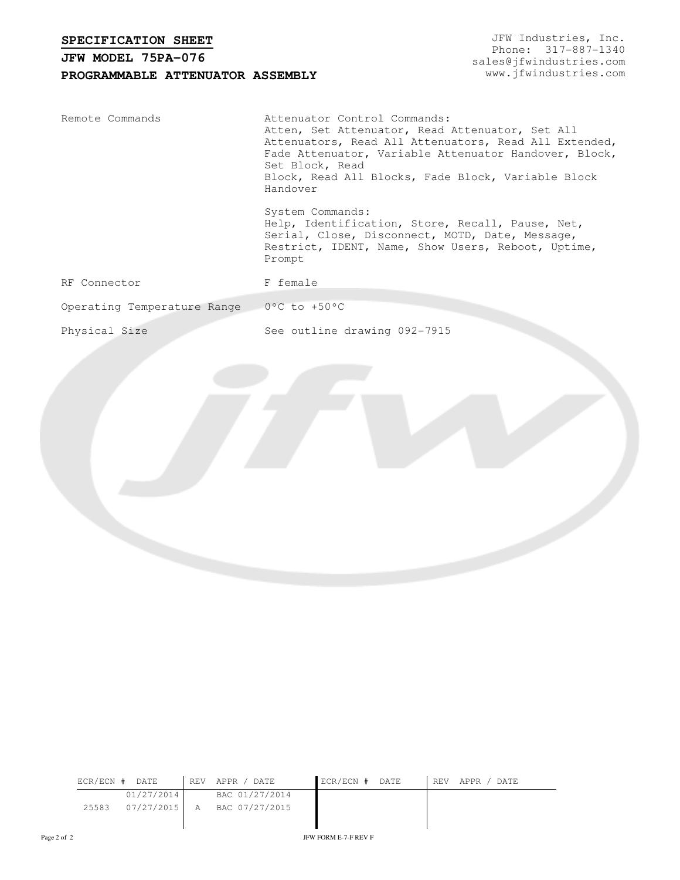**SPECIFICATION SHEET**

**JFW MODEL 75PA-076**

**PROGRAMMABLE ATTENUATOR ASSEMBLY**

JFW Industries, Inc.
Phone: 317-887-1340
sales@jfwindustries.com
www.jfwindustries.com

| | |
|---|---|
| Remote Commands | Attenuator Control Commands:<br>Atten, Set Attenuator, Read Attenuator, Set All Attenuators, Read All Attenuators, Read All Extended, Fade Attenuator, Variable Attenuator Handover, Block, Set Block, Read Block, Read All Blocks, Fade Block, Variable Block Handover<br><br>System Commands:<br>Help, Identification, Store, Recall, Pause, Net, Serial, Close, Disconnect, MOTD, Date, Message, Restrict, IDENT, Name, Show Users, Reboot, Uptime, Prompt |
| RF Connector | F female |
| Operating Temperature Range | 0°C to +50°C |
| Physical Size | See outline drawing 092-7915 |

| ECR/ECN # | DATE | REV | APPR / DATE | ECR/ECN # | DATE | REV | APPR / DATE |
|---|---|---|---|---|---|---|---|
| | 01/27/2014 | | BAC 01/27/2014 | | | | |
| 25583 | 07/27/2015 | A | BAC 07/27/2015 | | | | |

JFW FORM E-7-F REV F